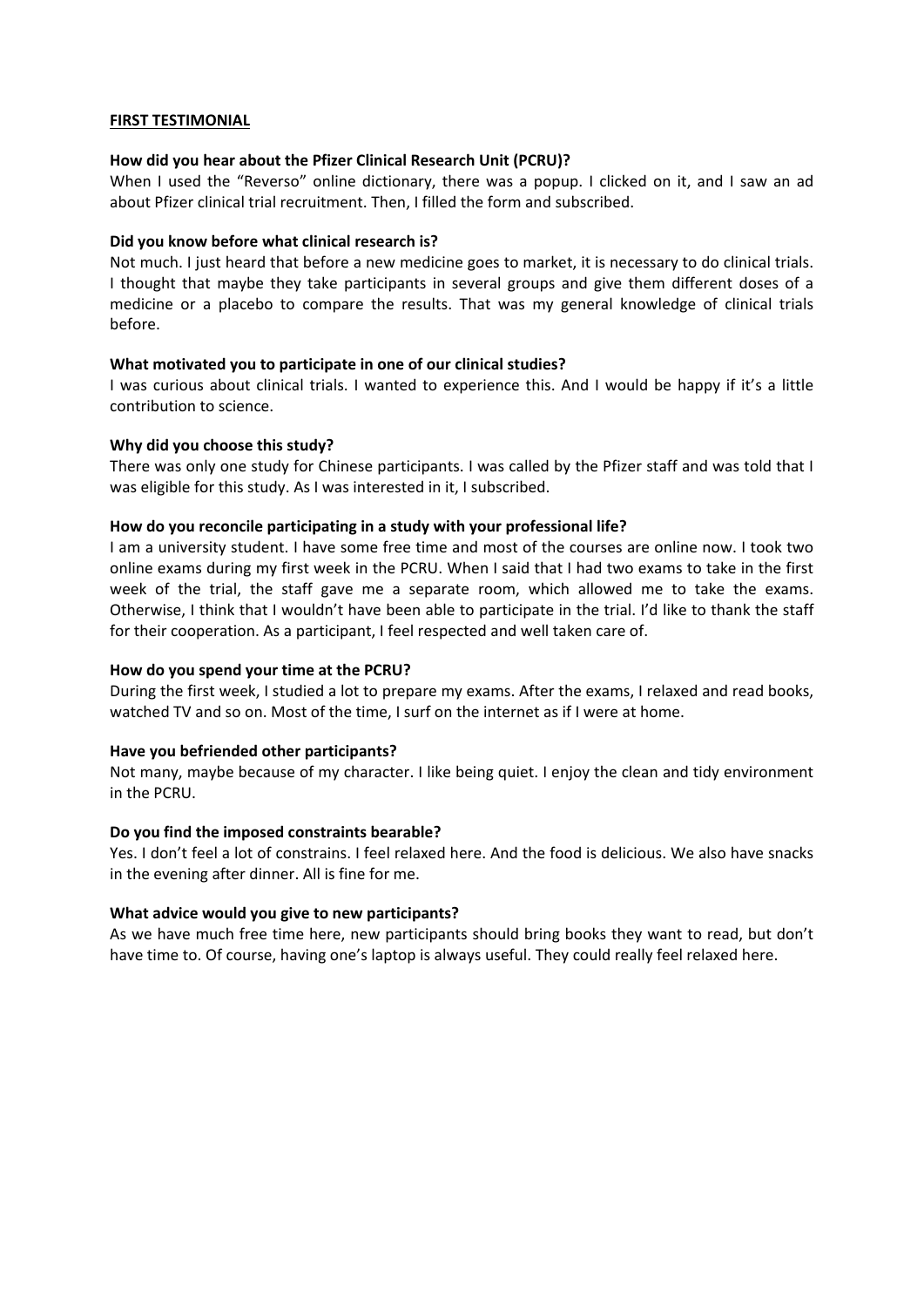**<u>FIRST TESTIMONIAL</u>**

**How did you hear about the Pfizer Clinical Research Unit (PCRU)?**

When I used the "Reverso" online dictionary, there was a popup. I clicked on it, and I saw an ad about Pfizer clinical trial recruitment. Then, I filled the form and subscribed.

**Did you know before what clinical research is?**

Not much. I just heard that before a new medicine goes to market, it is necessary to do clinical trials. I thought that maybe they take participants in several groups and give them different doses of a medicine or a placebo to compare the results. That was my general knowledge of clinical trials before.

**What motivated you to participate in one of our clinical studies?**

I was curious about clinical trials. I wanted to experience this. And I would be happy if it's a little contribution to science.

**Why did you choose this study?**

There was only one study for Chinese participants. I was called by the Pfizer staff and was told that I was eligible for this study. As I was interested in it, I subscribed.

**How do you reconcile participating in a study with your professional life?**

I am a university student. I have some free time and most of the courses are online now. I took two online exams during my first week in the PCRU. When I said that I had two exams to take in the first week of the trial, the staff gave me a separate room, which allowed me to take the exams. Otherwise, I think that I wouldn't have been able to participate in the trial. I'd like to thank the staff for their cooperation. As a participant, I feel respected and well taken care of.

**How do you spend your time at the PCRU?**

During the first week, I studied a lot to prepare my exams. After the exams, I relaxed and read books, watched TV and so on. Most of the time, I surf on the internet as if I were at home.

**Have you befriended other participants?**

Not many, maybe because of my character. I like being quiet. I enjoy the clean and tidy environment in the PCRU.

**Do you find the imposed constraints bearable?**

Yes. I don't feel a lot of constrains. I feel relaxed here. And the food is delicious. We also have snacks in the evening after dinner. All is fine for me.

**What advice would you give to new participants?**

As we have much free time here, new participants should bring books they want to read, but don't have time to. Of course, having one's laptop is always useful. They could really feel relaxed here.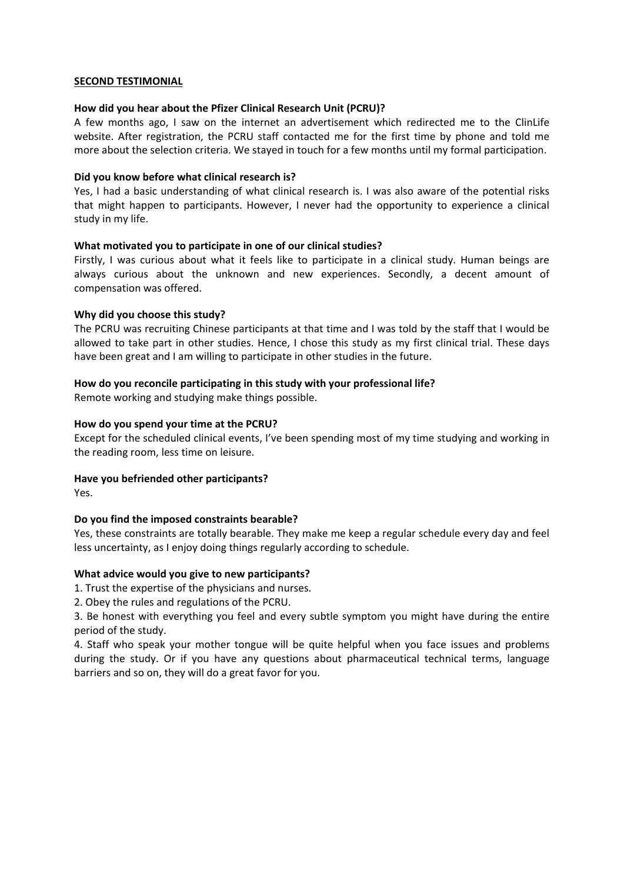**SECOND TESTIMONIAL**

**How did you hear about the Pfizer Clinical Research Unit (PCRU)?**

A few months ago, I saw on the internet an advertisement which redirected me to the ClinLife website. After registration, the PCRU staff contacted me for the first time by phone and told me more about the selection criteria. We stayed in touch for a few months until my formal participation.

**Did you know before what clinical research is?**

Yes, I had a basic understanding of what clinical research is. I was also aware of the potential risks that might happen to participants. However, I never had the opportunity to experience a clinical study in my life.

**What motivated you to participate in one of our clinical studies?**

Firstly, I was curious about what it feels like to participate in a clinical study. Human beings are always curious about the unknown and new experiences. Secondly, a decent amount of compensation was offered.

**Why did you choose this study?**

The PCRU was recruiting Chinese participants at that time and I was told by the staff that I would be allowed to take part in other studies. Hence, I chose this study as my first clinical trial. These days have been great and I am willing to participate in other studies in the future.

**How do you reconcile participating in this study with your professional life?**

Remote working and studying make things possible.

**How do you spend your time at the PCRU?**

Except for the scheduled clinical events, I've been spending most of my time studying and working in the reading room, less time on leisure.

**Have you befriended other participants?**

Yes.

**Do you find the imposed constraints bearable?**

Yes, these constraints are totally bearable. They make me keep a regular schedule every day and feel less uncertainty, as I enjoy doing things regularly according to schedule.

**What advice would you give to new participants?**

1. Trust the expertise of the physicians and nurses.
2. Obey the rules and regulations of the PCRU.
3. Be honest with everything you feel and every subtle symptom you might have during the entire period of the study.
4. Staff who speak your mother tongue will be quite helpful when you face issues and problems during the study. Or if you have any questions about pharmaceutical technical terms, language barriers and so on, they will do a great favor for you.